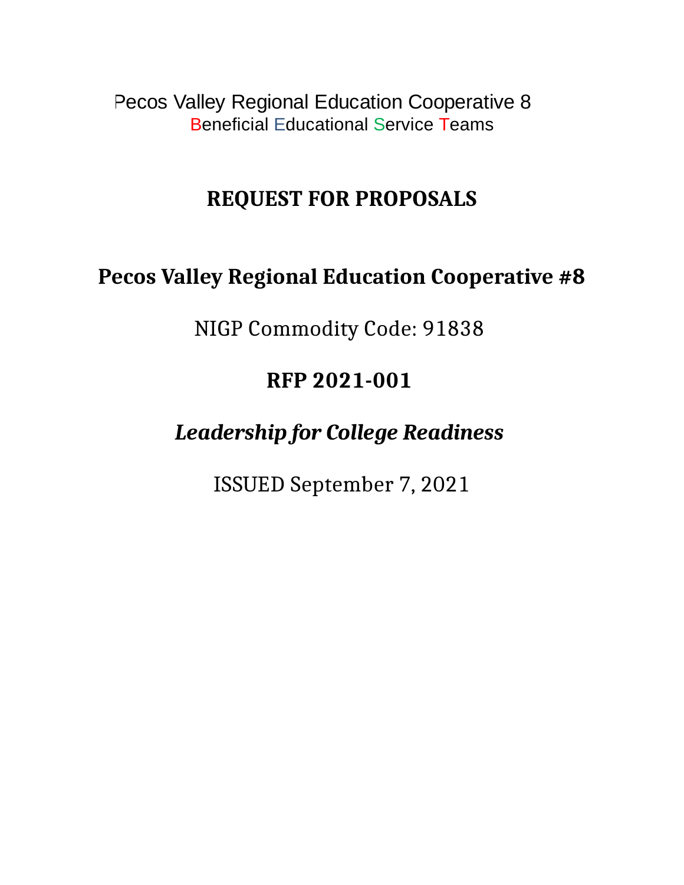Pecos Valley Regional Education Cooperative 8
Beneficial Educational Service Teams

# REQUEST FOR PROPOSALS

## Pecos Valley Regional Education Cooperative #8

NIGP Commodity Code: 91838

## RFP 2021-001

## *Leadership for College Readiness*

ISSUED September 7, 2021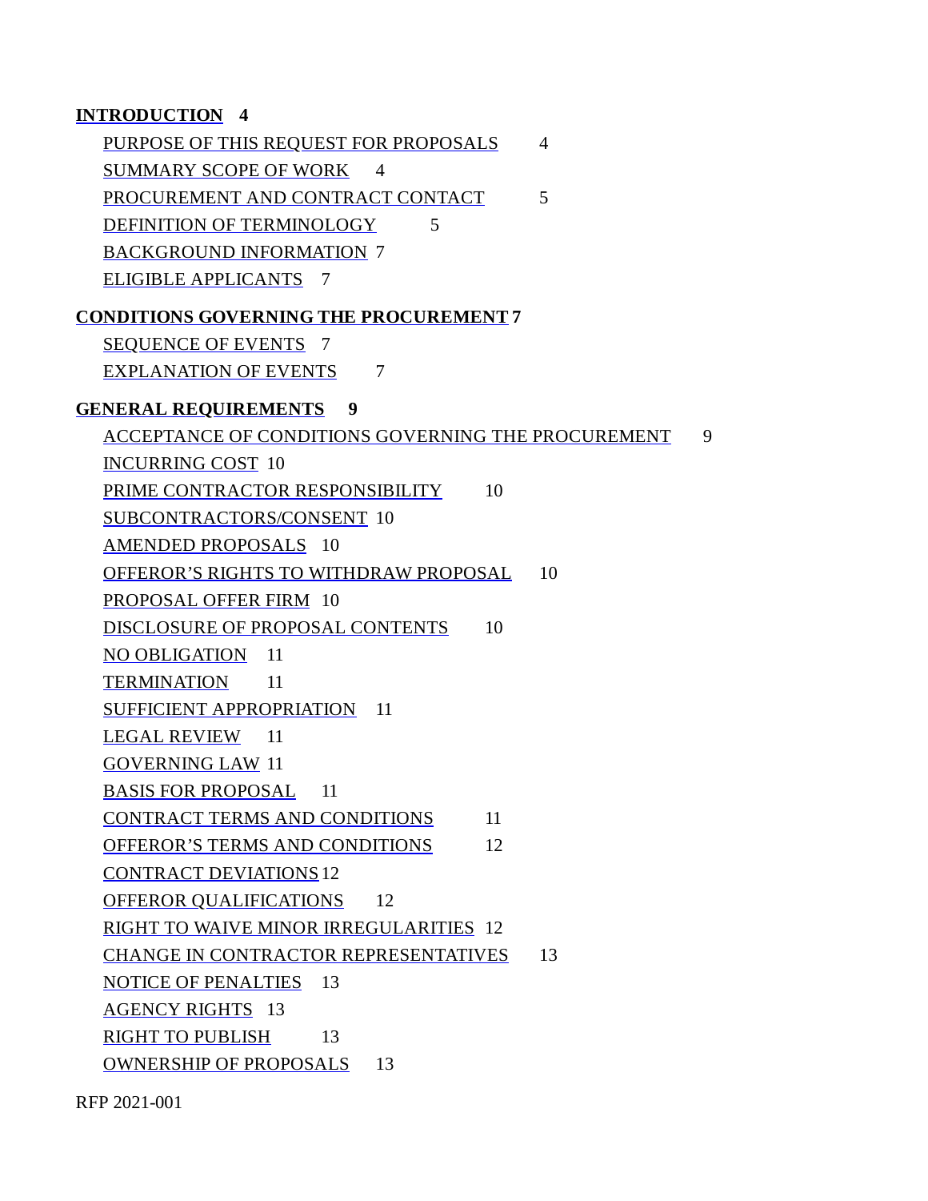**INTRODUCTION** 4

- PURPOSE OF THIS REQUEST FOR PROPOSALS 4
- SUMMARY SCOPE OF WORK 4
- PROCUREMENT AND CONTRACT CONTACT 5
- DEFINITION OF TERMINOLOGY 5
- BACKGROUND INFORMATION 7
- ELIGIBLE APPLICANTS 7

**CONDITIONS GOVERNING THE PROCUREMENT** 7

- SEQUENCE OF EVENTS 7
- EXPLANATION OF EVENTS 7

**GENERAL REQUIREMENTS** 9

- ACCEPTANCE OF CONDITIONS GOVERNING THE PROCUREMENT 9
- INCURRING COST 10
- PRIME CONTRACTOR RESPONSIBILITY 10
- SUBCONTRACTORS/CONSENT 10
- AMENDED PROPOSALS 10
- OFFEROR'S RIGHTS TO WITHDRAW PROPOSAL 10
- PROPOSAL OFFER FIRM 10
- DISCLOSURE OF PROPOSAL CONTENTS 10
- NO OBLIGATION 11
- TERMINATION 11
- SUFFICIENT APPROPRIATION 11
- LEGAL REVIEW 11
- GOVERNING LAW 11
- BASIS FOR PROPOSAL 11
- CONTRACT TERMS AND CONDITIONS 11
- OFFEROR'S TERMS AND CONDITIONS 12
- CONTRACT DEVIATIONS 12
- OFFEROR QUALIFICATIONS 12
- RIGHT TO WAIVE MINOR IRREGULARITIES 12
- CHANGE IN CONTRACTOR REPRESENTATIVES 13
- NOTICE OF PENALTIES 13
- AGENCY RIGHTS 13
- RIGHT TO PUBLISH 13
- OWNERSHIP OF PROPOSALS 13

RFP 2021-001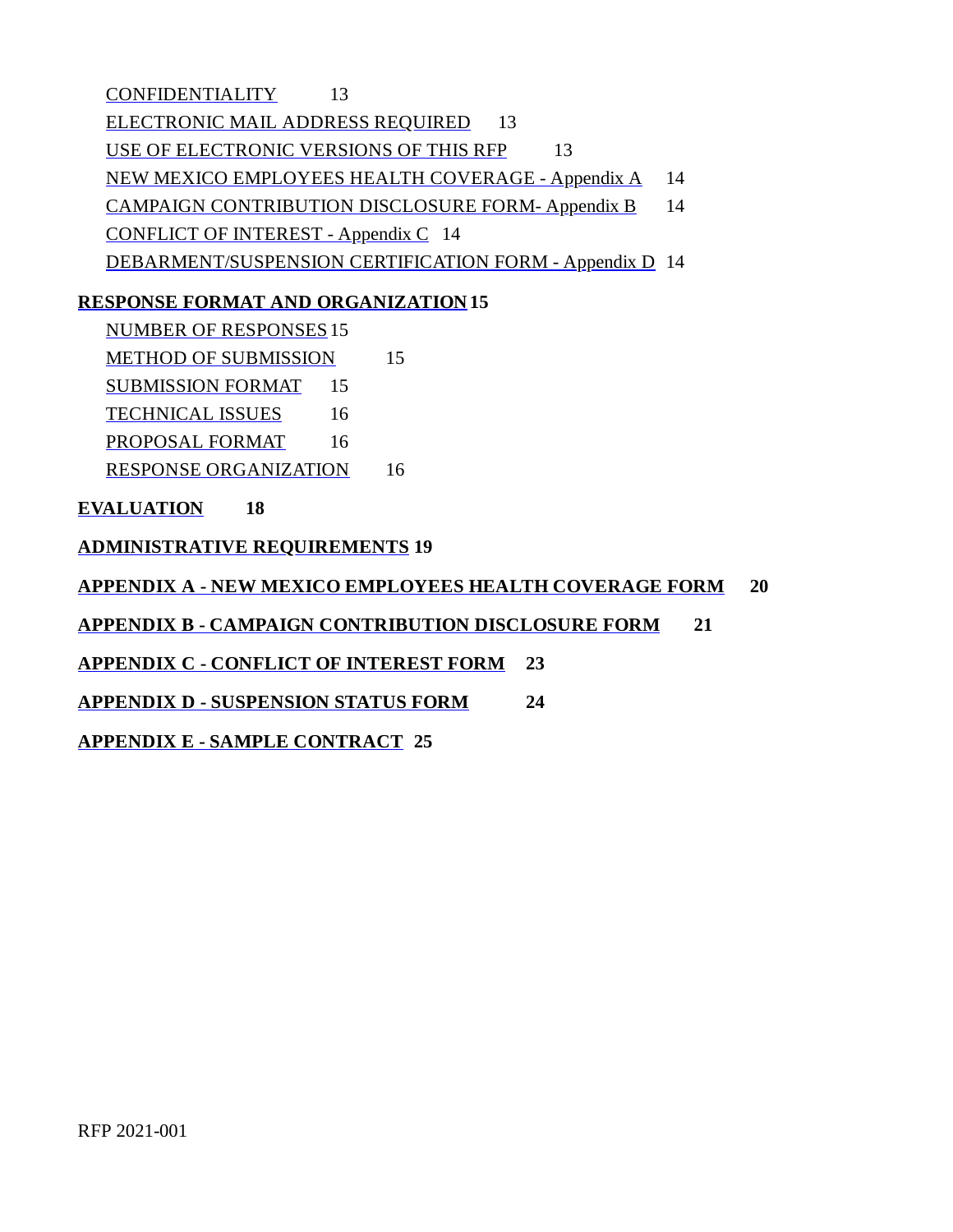CONFIDENTIALITY 13

ELECTRONIC MAIL ADDRESS REQUIRED 13

USE OF ELECTRONIC VERSIONS OF THIS RFP 13

NEW MEXICO EMPLOYEES HEALTH COVERAGE - Appendix A 14

CAMPAIGN CONTRIBUTION DISCLOSURE FORM- Appendix B 14

CONFLICT OF INTEREST - Appendix C 14

DEBARMENT/SUSPENSION CERTIFICATION FORM - Appendix D 14

**RESPONSE FORMAT AND ORGANIZATION 15**

NUMBER OF RESPONSES 15

METHOD OF SUBMISSION 15

SUBMISSION FORMAT 15

TECHNICAL ISSUES 16

PROPOSAL FORMAT 16

RESPONSE ORGANIZATION 16

**EVALUATION 18**

**ADMINISTRATIVE REQUIREMENTS 19**

**APPENDIX A - NEW MEXICO EMPLOYEES HEALTH COVERAGE FORM 20**

**APPENDIX B - CAMPAIGN CONTRIBUTION DISCLOSURE FORM 21**

**APPENDIX C - CONFLICT OF INTEREST FORM 23**

**APPENDIX D - SUSPENSION STATUS FORM 24**

**APPENDIX E - SAMPLE CONTRACT 25**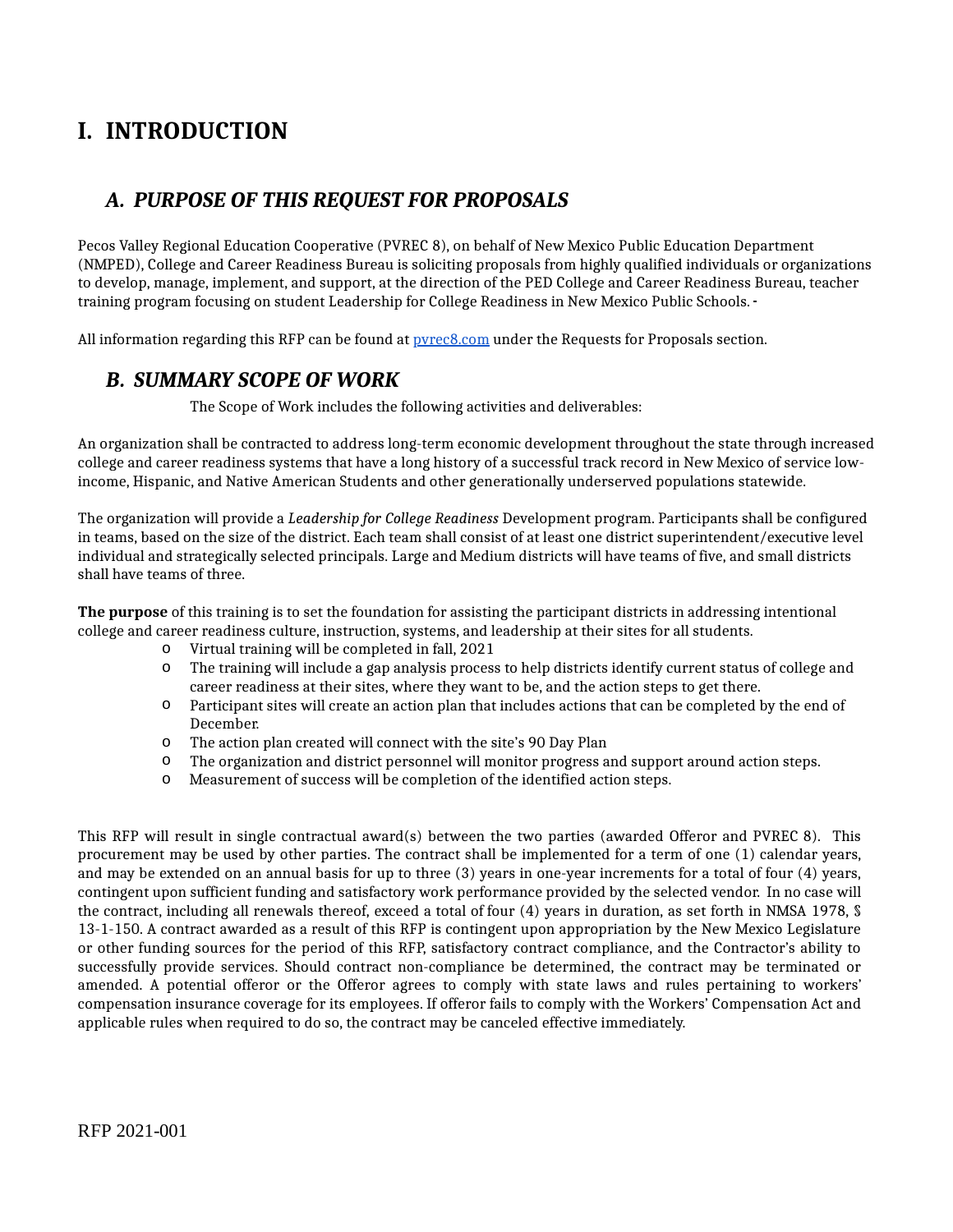# I. INTRODUCTION

## A. PURPOSE OF THIS REQUEST FOR PROPOSALS

Pecos Valley Regional Education Cooperative (PVREC 8), on behalf of New Mexico Public Education Department (NMPED), College and Career Readiness Bureau is soliciting proposals from highly qualified individuals or organizations to develop, manage, implement, and support, at the direction of the PED College and Career Readiness Bureau, teacher training program focusing on student Leadership for College Readiness in New Mexico Public Schools.

All information regarding this RFP can be found at pvrec8.com under the Requests for Proposals section.

## B. SUMMARY SCOPE OF WORK

The Scope of Work includes the following activities and deliverables:

An organization shall be contracted to address long-term economic development throughout the state through increased college and career readiness systems that have a long history of a successful track record in New Mexico of service low-income, Hispanic, and Native American Students and other generationally underserved populations statewide.

The organization will provide a *Leadership for College Readiness* Development program. Participants shall be configured in teams, based on the size of the district. Each team shall consist of at least one district superintendent/executive level individual and strategically selected principals. Large and Medium districts will have teams of five, and small districts shall have teams of three.

**The purpose** of this training is to set the foundation for assisting the participant districts in addressing intentional college and career readiness culture, instruction, systems, and leadership at their sites for all students.

- Virtual training will be completed in fall, 2021
- The training will include a gap analysis process to help districts identify current status of college and career readiness at their sites, where they want to be, and the action steps to get there.
- Participant sites will create an action plan that includes actions that can be completed by the end of December.
- The action plan created will connect with the site's 90 Day Plan
- The organization and district personnel will monitor progress and support around action steps.
- Measurement of success will be completion of the identified action steps.

This RFP will result in single contractual award(s) between the two parties (awarded Offeror and PVREC 8). This procurement may be used by other parties. The contract shall be implemented for a term of one (1) calendar years, and may be extended on an annual basis for up to three (3) years in one-year increments for a total of four (4) years, contingent upon sufficient funding and satisfactory work performance provided by the selected vendor. In no case will the contract, including all renewals thereof, exceed a total of four (4) years in duration, as set forth in NMSA 1978, § 13-1-150. A contract awarded as a result of this RFP is contingent upon appropriation by the New Mexico Legislature or other funding sources for the period of this RFP, satisfactory contract compliance, and the Contractor's ability to successfully provide services. Should contract non-compliance be determined, the contract may be terminated or amended. A potential offeror or the Offeror agrees to comply with state laws and rules pertaining to workers' compensation insurance coverage for its employees. If offeror fails to comply with the Workers' Compensation Act and applicable rules when required to do so, the contract may be canceled effective immediately.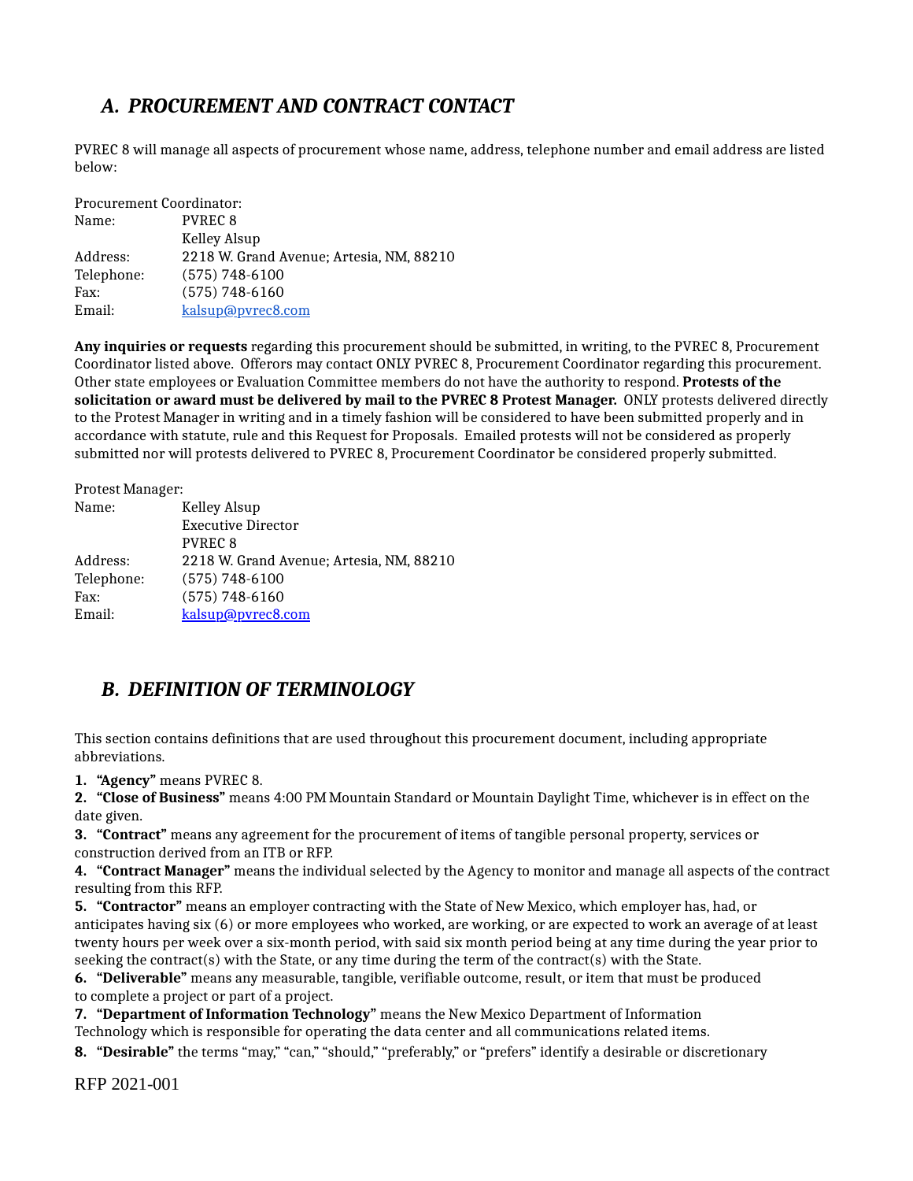## *A. PROCUREMENT AND CONTRACT CONTACT*

PVREC 8 will manage all aspects of procurement whose name, address, telephone number and email address are listed below:

Procurement Coordinator:
Name: PVREC 8
Kelley Alsup
Address: 2218 W. Grand Avenue; Artesia, NM, 88210
Telephone: (575) 748-6100
Fax: (575) 748-6160
Email: kalsup@pvrec8.com

**Any inquiries or requests** regarding this procurement should be submitted, in writing, to the PVREC 8, Procurement Coordinator listed above. Offerors may contact ONLY PVREC 8, Procurement Coordinator regarding this procurement. Other state employees or Evaluation Committee members do not have the authority to respond. **Protests of the solicitation or award must be delivered by mail to the PVREC 8 Protest Manager.** ONLY protests delivered directly to the Protest Manager in writing and in a timely fashion will be considered to have been submitted properly and in accordance with statute, rule and this Request for Proposals. Emailed protests will not be considered as properly submitted nor will protests delivered to PVREC 8, Procurement Coordinator be considered properly submitted.

Protest Manager:
Name: Kelley Alsup
Executive Director
PVREC 8
Address: 2218 W. Grand Avenue; Artesia, NM, 88210
Telephone: (575) 748-6100
Fax: (575) 748-6160
Email: kalsup@pvrec8.com

## *B. DEFINITION OF TERMINOLOGY*

This section contains definitions that are used throughout this procurement document, including appropriate abbreviations.

1. **"Agency"** means PVREC 8.
2. **"Close of Business"** means 4:00 PM Mountain Standard or Mountain Daylight Time, whichever is in effect on the date given.
3. **"Contract"** means any agreement for the procurement of items of tangible personal property, services or construction derived from an ITB or RFP.
4. **"Contract Manager"** means the individual selected by the Agency to monitor and manage all aspects of the contract resulting from this RFP.
5. **"Contractor"** means an employer contracting with the State of New Mexico, which employer has, had, or anticipates having six (6) or more employees who worked, are working, or are expected to work an average of at least twenty hours per week over a six-month period, with said six month period being at any time during the year prior to seeking the contract(s) with the State, or any time during the term of the contract(s) with the State.
6. **"Deliverable"** means any measurable, tangible, verifiable outcome, result, or item that must be produced to complete a project or part of a project.
7. **"Department of Information Technology"** means the New Mexico Department of Information Technology which is responsible for operating the data center and all communications related items.
8. **"Desirable"** the terms "may," "can," "should," "preferably," or "prefers" identify a desirable or discretionary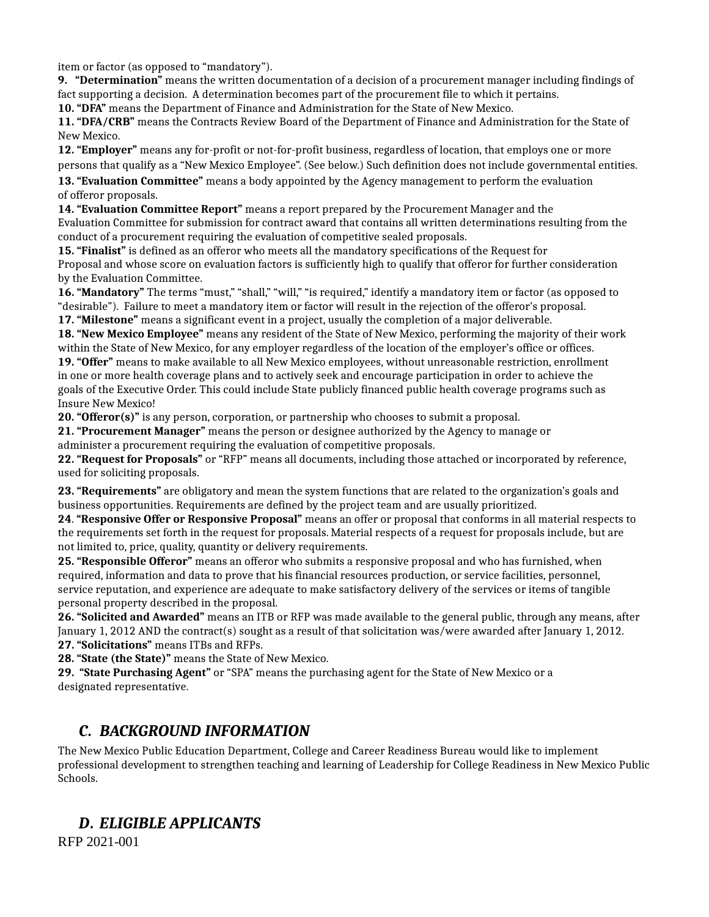item or factor (as opposed to "mandatory").

**9. "Determination"** means the written documentation of a decision of a procurement manager including findings of fact supporting a decision. A determination becomes part of the procurement file to which it pertains.

**10. "DFA"** means the Department of Finance and Administration for the State of New Mexico.

**11. "DFA/CRB"** means the Contracts Review Board of the Department of Finance and Administration for the State of New Mexico.

**12. "Employer"** means any for-profit or not-for-profit business, regardless of location, that employs one or more persons that qualify as a "New Mexico Employee". (See below.) Such definition does not include governmental entities.

**13. "Evaluation Committee"** means a body appointed by the Agency management to perform the evaluation of offeror proposals.

**14. "Evaluation Committee Report"** means a report prepared by the Procurement Manager and the Evaluation Committee for submission for contract award that contains all written determinations resulting from the conduct of a procurement requiring the evaluation of competitive sealed proposals.

**15. "Finalist"** is defined as an offeror who meets all the mandatory specifications of the Request for Proposal and whose score on evaluation factors is sufficiently high to qualify that offeror for further consideration by the Evaluation Committee.

**16. "Mandatory"** The terms "must," "shall," "will," "is required," identify a mandatory item or factor (as opposed to "desirable"). Failure to meet a mandatory item or factor will result in the rejection of the offeror's proposal.

**17. "Milestone"** means a significant event in a project, usually the completion of a major deliverable.

**18. "New Mexico Employee"** means any resident of the State of New Mexico, performing the majority of their work within the State of New Mexico, for any employer regardless of the location of the employer's office or offices.

**19. "Offer"** means to make available to all New Mexico employees, without unreasonable restriction, enrollment in one or more health coverage plans and to actively seek and encourage participation in order to achieve the goals of the Executive Order. This could include State publicly financed public health coverage programs such as Insure New Mexico!

**20. "Offeror(s)"** is any person, corporation, or partnership who chooses to submit a proposal.

**21. "Procurement Manager"** means the person or designee authorized by the Agency to manage or administer a procurement requiring the evaluation of competitive proposals.

**22. "Request for Proposals"** or "RFP" means all documents, including those attached or incorporated by reference, used for soliciting proposals.

**23. "Requirements"** are obligatory and mean the system functions that are related to the organization's goals and business opportunities. Requirements are defined by the project team and are usually prioritized.

**24**. **"Responsive Offer or Responsive Proposal"** means an offer or proposal that conforms in all material respects to the requirements set forth in the request for proposals. Material respects of a request for proposals include, but are not limited to, price, quality, quantity or delivery requirements.

**25. "Responsible Offeror"** means an offeror who submits a responsive proposal and who has furnished, when required, information and data to prove that his financial resources production, or service facilities, personnel, service reputation, and experience are adequate to make satisfactory delivery of the services or items of tangible personal property described in the proposal.

**26. "Solicited and Awarded"** means an ITB or RFP was made available to the general public, through any means, after January 1, 2012 AND the contract(s) sought as a result of that solicitation was/were awarded after January 1, 2012.

**27. "Solicitations"** means ITBs and RFPs.

**28. "State (the State)"** means the State of New Mexico.

**29. "State Purchasing Agent"** or "SPA" means the purchasing agent for the State of New Mexico or a designated representative.

## *C. BACKGROUND INFORMATION*

The New Mexico Public Education Department, College and Career Readiness Bureau would like to implement professional development to strengthen teaching and learning of Leadership for College Readiness in New Mexico Public Schools.

## *D. ELIGIBLE APPLICANTS*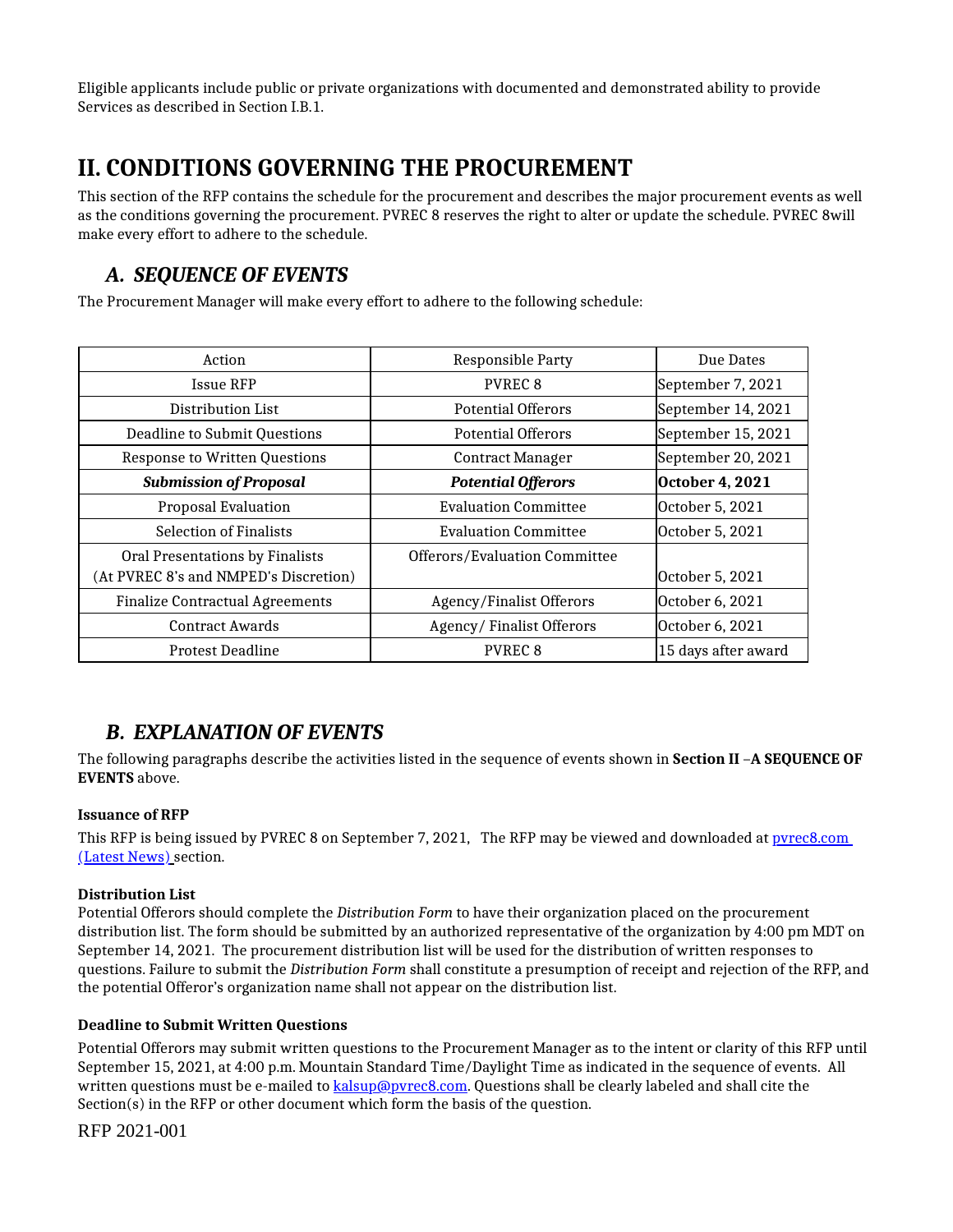Eligible applicants include public or private organizations with documented and demonstrated ability to provide Services as described in Section I.B.1.

# II. CONDITIONS GOVERNING THE PROCUREMENT

This section of the RFP contains the schedule for the procurement and describes the major procurement events as well as the conditions governing the procurement. PVREC 8 reserves the right to alter or update the schedule. PVREC 8will make every effort to adhere to the schedule.

## *A. SEQUENCE OF EVENTS*

The Procurement Manager will make every effort to adhere to the following schedule:

| Action | Responsible Party | Due Dates |
|---|---|---|
| Issue RFP | PVREC 8 | September 7, 2021 |
| Distribution List | Potential Offerors | September 14, 2021 |
| Deadline to Submit Questions | Potential Offerors | September 15, 2021 |
| Response to Written Questions | Contract Manager | September 20, 2021 |
| ***Submission of Proposal*** | ***Potential Offerors*** | **October 4, 2021** |
| Proposal Evaluation | Evaluation Committee | October 5, 2021 |
| Selection of Finalists | Evaluation Committee | October 5, 2021 |
| Oral Presentations by Finalists (At PVREC 8's and NMPED's Discretion) | Offerors/Evaluation Committee | October 5, 2021 |
| Finalize Contractual Agreements | Agency/Finalist Offerors | October 6, 2021 |
| Contract Awards | Agency/ Finalist Offerors | October 6, 2021 |
| Protest Deadline | PVREC 8 | 15 days after award |

## *B. EXPLANATION OF EVENTS*

The following paragraphs describe the activities listed in the sequence of events shown in **Section II** –**A SEQUENCE OF EVENTS** above.

**Issuance of RFP**

This RFP is being issued by PVREC 8 on September 7, 2021, The RFP may be viewed and downloaded at [pvrec8.com (Latest News)](pvrec8.com) section.

**Distribution List**

Potential Offerors should complete the *Distribution Form* to have their organization placed on the procurement distribution list. The form should be submitted by an authorized representative of the organization by 4:00 pm MDT on September 14, 2021. The procurement distribution list will be used for the distribution of written responses to questions. Failure to submit the *Distribution Form* shall constitute a presumption of receipt and rejection of the RFP, and the potential Offeror's organization name shall not appear on the distribution list.

**Deadline to Submit Written Questions**

Potential Offerors may submit written questions to the Procurement Manager as to the intent or clarity of this RFP until September 15, 2021, at 4:00 p.m. Mountain Standard Time/Daylight Time as indicated in the sequence of events. All written questions must be e-mailed to [kalsup@pvrec8.com](mailto:kalsup@pvrec8.com). Questions shall be clearly labeled and shall cite the Section(s) in the RFP or other document which form the basis of the question.

RFP 2021-001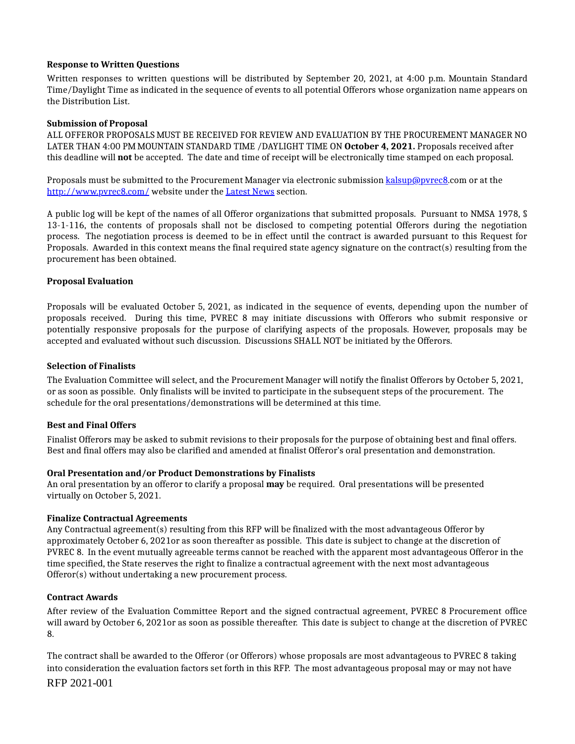**Response to Written Questions**

Written responses to written questions will be distributed by September 20, 2021, at 4:00 p.m. Mountain Standard Time/Daylight Time as indicated in the sequence of events to all potential Offerors whose organization name appears on the Distribution List.

**Submission of Proposal**

ALL OFFEROR PROPOSALS MUST BE RECEIVED FOR REVIEW AND EVALUATION BY THE PROCUREMENT MANAGER NO LATER THAN 4:00 PM MOUNTAIN STANDARD TIME /DAYLIGHT TIME ON **October 4, 2021.** Proposals received after this deadline will **not** be accepted. The date and time of receipt will be electronically time stamped on each proposal.

Proposals must be submitted to the Procurement Manager via electronic submission kalsup@pvrec8.com or at the http://www.pvrec8.com/ website under the Latest News section.

A public log will be kept of the names of all Offeror organizations that submitted proposals. Pursuant to NMSA 1978, § 13-1-116, the contents of proposals shall not be disclosed to competing potential Offerors during the negotiation process. The negotiation process is deemed to be in effect until the contract is awarded pursuant to this Request for Proposals. Awarded in this context means the final required state agency signature on the contract(s) resulting from the procurement has been obtained.

**Proposal Evaluation**

Proposals will be evaluated October 5, 2021, as indicated in the sequence of events, depending upon the number of proposals received. During this time, PVREC 8 may initiate discussions with Offerors who submit responsive or potentially responsive proposals for the purpose of clarifying aspects of the proposals. However, proposals may be accepted and evaluated without such discussion. Discussions SHALL NOT be initiated by the Offerors.

**Selection of Finalists**

The Evaluation Committee will select, and the Procurement Manager will notify the finalist Offerors by October 5, 2021, or as soon as possible. Only finalists will be invited to participate in the subsequent steps of the procurement. The schedule for the oral presentations/demonstrations will be determined at this time.

**Best and Final Offers**

Finalist Offerors may be asked to submit revisions to their proposals for the purpose of obtaining best and final offers. Best and final offers may also be clarified and amended at finalist Offeror's oral presentation and demonstration.

**Oral Presentation and/or Product Demonstrations by Finalists**

An oral presentation by an offeror to clarify a proposal **may** be required. Oral presentations will be presented virtually on October 5, 2021.

**Finalize Contractual Agreements**

Any Contractual agreement(s) resulting from this RFP will be finalized with the most advantageous Offeror by approximately October 6, 2021or as soon thereafter as possible. This date is subject to change at the discretion of PVREC 8. In the event mutually agreeable terms cannot be reached with the apparent most advantageous Offeror in the time specified, the State reserves the right to finalize a contractual agreement with the next most advantageous Offeror(s) without undertaking a new procurement process.

**Contract Awards**

After review of the Evaluation Committee Report and the signed contractual agreement, PVREC 8 Procurement office will award by October 6, 2021or as soon as possible thereafter. This date is subject to change at the discretion of PVREC 8.

The contract shall be awarded to the Offeror (or Offerors) whose proposals are most advantageous to PVREC 8 taking into consideration the evaluation factors set forth in this RFP. The most advantageous proposal may or may not have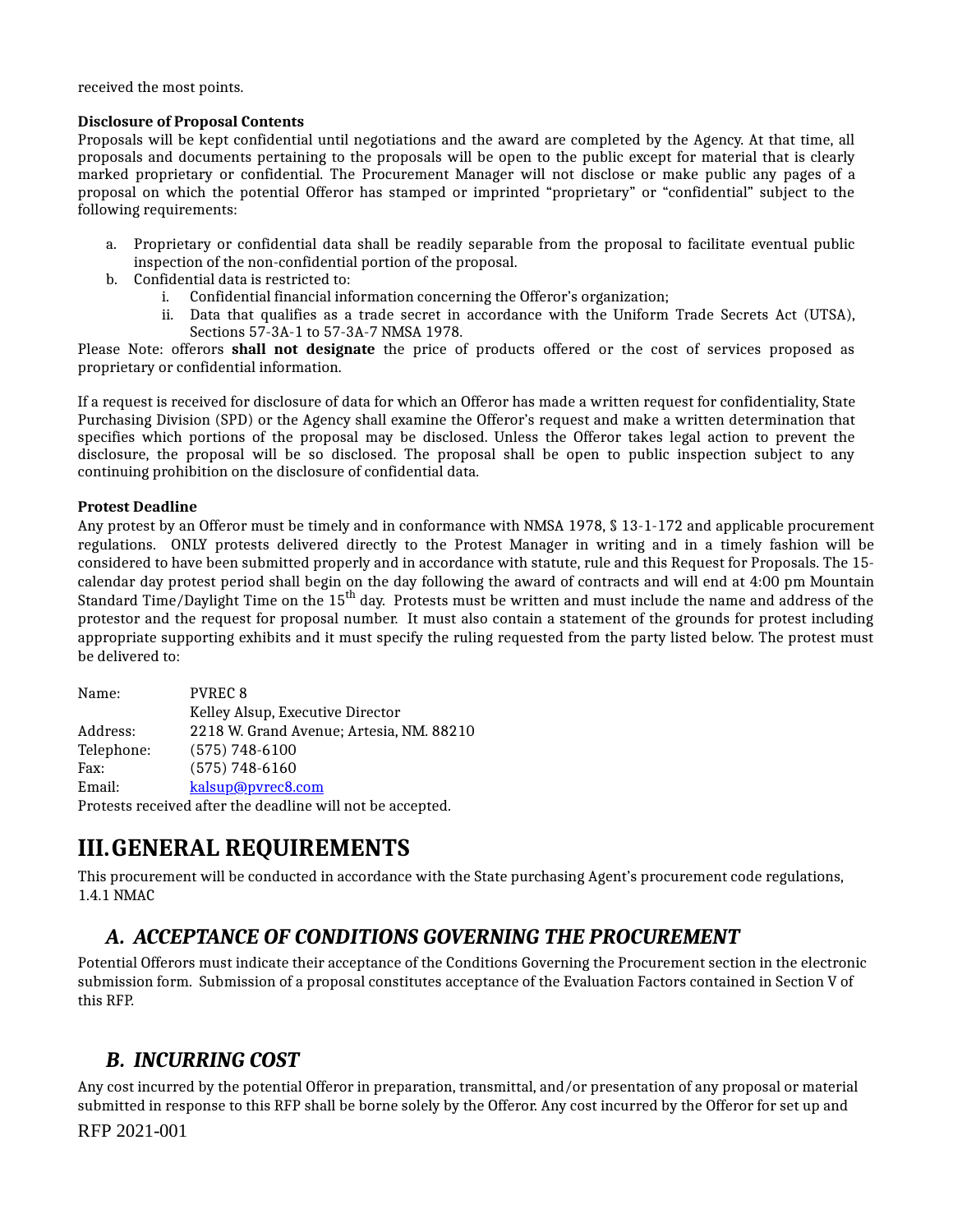received the most points.

**Disclosure of Proposal Contents**

Proposals will be kept confidential until negotiations and the award are completed by the Agency. At that time, all proposals and documents pertaining to the proposals will be open to the public except for material that is clearly marked proprietary or confidential. The Procurement Manager will not disclose or make public any pages of a proposal on which the potential Offeror has stamped or imprinted "proprietary" or "confidential" subject to the following requirements:

a. Proprietary or confidential data shall be readily separable from the proposal to facilitate eventual public inspection of the non-confidential portion of the proposal.
b. Confidential data is restricted to:
    i. Confidential financial information concerning the Offeror's organization;
    ii. Data that qualifies as a trade secret in accordance with the Uniform Trade Secrets Act (UTSA), Sections 57-3A-1 to 57-3A-7 NMSA 1978.

Please Note: offerors **shall not designate** the price of products offered or the cost of services proposed as proprietary or confidential information.

If a request is received for disclosure of data for which an Offeror has made a written request for confidentiality, State Purchasing Division (SPD) or the Agency shall examine the Offeror's request and make a written determination that specifies which portions of the proposal may be disclosed. Unless the Offeror takes legal action to prevent the disclosure, the proposal will be so disclosed. The proposal shall be open to public inspection subject to any continuing prohibition on the disclosure of confidential data.

**Protest Deadline**

Any protest by an Offeror must be timely and in conformance with NMSA 1978, § 13-1-172 and applicable procurement regulations. ONLY protests delivered directly to the Protest Manager in writing and in a timely fashion will be considered to have been submitted properly and in accordance with statute, rule and this Request for Proposals. The 15-calendar day protest period shall begin on the day following the award of contracts and will end at 4:00 pm Mountain Standard Time/Daylight Time on the 15th day. Protests must be written and must include the name and address of the protestor and the request for proposal number. It must also contain a statement of the grounds for protest including appropriate supporting exhibits and it must specify the ruling requested from the party listed below. The protest must be delivered to:

Name: PVREC 8
Kelley Alsup, Executive Director
Address: 2218 W. Grand Avenue; Artesia, NM. 88210
Telephone: (575) 748-6100
Fax: (575) 748-6160
Email: kalsup@pvrec8.com

Protests received after the deadline will not be accepted.

# III. GENERAL REQUIREMENTS

This procurement will be conducted in accordance with the State purchasing Agent's procurement code regulations, 1.4.1 NMAC

## *A. ACCEPTANCE OF CONDITIONS GOVERNING THE PROCUREMENT*

Potential Offerors must indicate their acceptance of the Conditions Governing the Procurement section in the electronic submission form. Submission of a proposal constitutes acceptance of the Evaluation Factors contained in Section V of this RFP.

## *B. INCURRING COST*

Any cost incurred by the potential Offeror in preparation, transmittal, and/or presentation of any proposal or material submitted in response to this RFP shall be borne solely by the Offeror. Any cost incurred by the Offeror for set up and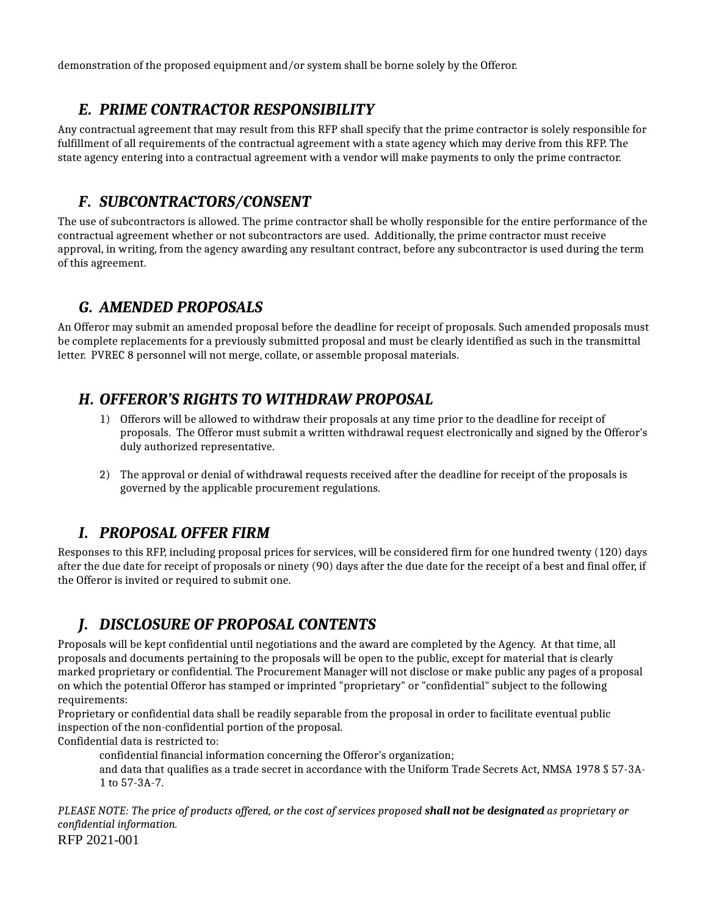demonstration of the proposed equipment and/or system shall be borne solely by the Offeror.

## *E. PRIME CONTRACTOR RESPONSIBILITY*

Any contractual agreement that may result from this RFP shall specify that the prime contractor is solely responsible for fulfillment of all requirements of the contractual agreement with a state agency which may derive from this RFP. The state agency entering into a contractual agreement with a vendor will make payments to only the prime contractor.

## *F. SUBCONTRACTORS/CONSENT*

The use of subcontractors is allowed. The prime contractor shall be wholly responsible for the entire performance of the contractual agreement whether or not subcontractors are used. Additionally, the prime contractor must receive approval, in writing, from the agency awarding any resultant contract, before any subcontractor is used during the term of this agreement.

## *G. AMENDED PROPOSALS*

An Offeror may submit an amended proposal before the deadline for receipt of proposals. Such amended proposals must be complete replacements for a previously submitted proposal and must be clearly identified as such in the transmittal letter. PVREC 8 personnel will not merge, collate, or assemble proposal materials.

## *H. OFFEROR'S RIGHTS TO WITHDRAW PROPOSAL*

1) Offerors will be allowed to withdraw their proposals at any time prior to the deadline for receipt of proposals. The Offeror must submit a written withdrawal request electronically and signed by the Offeror's duly authorized representative.

2) The approval or denial of withdrawal requests received after the deadline for receipt of the proposals is governed by the applicable procurement regulations.

## *I. PROPOSAL OFFER FIRM*

Responses to this RFP, including proposal prices for services, will be considered firm for one hundred twenty (120) days after the due date for receipt of proposals or ninety (90) days after the due date for the receipt of a best and final offer, if the Offeror is invited or required to submit one.

## *J. DISCLOSURE OF PROPOSAL CONTENTS*

Proposals will be kept confidential until negotiations and the award are completed by the Agency. At that time, all proposals and documents pertaining to the proposals will be open to the public, except for material that is clearly marked proprietary or confidential. The Procurement Manager will not disclose or make public any pages of a proposal on which the potential Offeror has stamped or imprinted "proprietary" or "confidential" subject to the following requirements:

Proprietary or confidential data shall be readily separable from the proposal in order to facilitate eventual public inspection of the non-confidential portion of the proposal.

Confidential data is restricted to:

confidential financial information concerning the Offeror's organization;

and data that qualifies as a trade secret in accordance with the Uniform Trade Secrets Act, NMSA 1978 § 57-3A-1 to 57-3A-7.

*PLEASE NOTE: The price of products offered, or the cost of services proposed **shall not be designated** as proprietary or confidential information.*

RFP 2021-001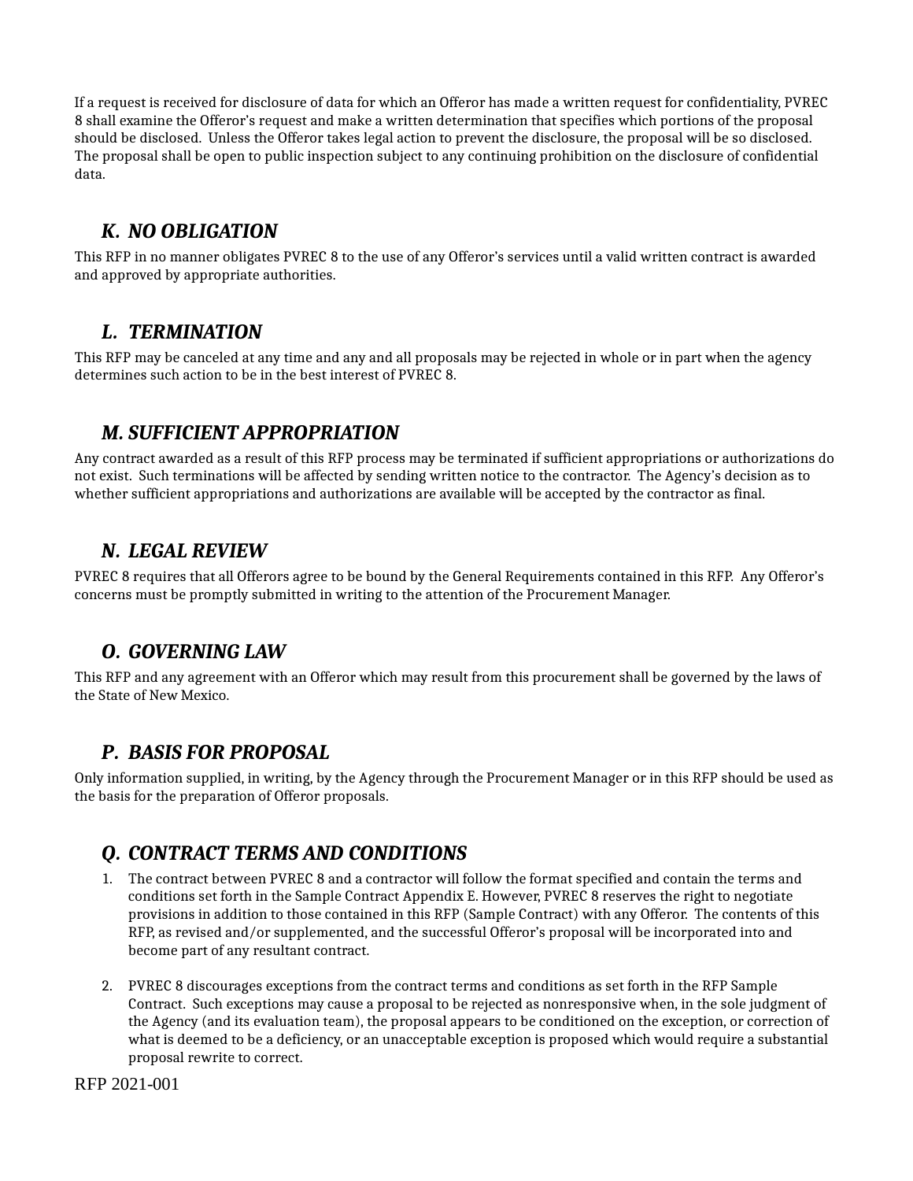If a request is received for disclosure of data for which an Offeror has made a written request for confidentiality, PVREC 8 shall examine the Offeror's request and make a written determination that specifies which portions of the proposal should be disclosed. Unless the Offeror takes legal action to prevent the disclosure, the proposal will be so disclosed. The proposal shall be open to public inspection subject to any continuing prohibition on the disclosure of confidential data.

### *K. NO OBLIGATION*

This RFP in no manner obligates PVREC 8 to the use of any Offeror's services until a valid written contract is awarded and approved by appropriate authorities.

### *L. TERMINATION*

This RFP may be canceled at any time and any and all proposals may be rejected in whole or in part when the agency determines such action to be in the best interest of PVREC 8.

### *M. SUFFICIENT APPROPRIATION*

Any contract awarded as a result of this RFP process may be terminated if sufficient appropriations or authorizations do not exist. Such terminations will be affected by sending written notice to the contractor. The Agency's decision as to whether sufficient appropriations and authorizations are available will be accepted by the contractor as final.

### *N. LEGAL REVIEW*

PVREC 8 requires that all Offerors agree to be bound by the General Requirements contained in this RFP. Any Offeror's concerns must be promptly submitted in writing to the attention of the Procurement Manager.

### *O. GOVERNING LAW*

This RFP and any agreement with an Offeror which may result from this procurement shall be governed by the laws of the State of New Mexico.

### *P. BASIS FOR PROPOSAL*

Only information supplied, in writing, by the Agency through the Procurement Manager or in this RFP should be used as the basis for the preparation of Offeror proposals.

### *Q. CONTRACT TERMS AND CONDITIONS*

1. The contract between PVREC 8 and a contractor will follow the format specified and contain the terms and conditions set forth in the Sample Contract Appendix E. However, PVREC 8 reserves the right to negotiate provisions in addition to those contained in this RFP (Sample Contract) with any Offeror. The contents of this RFP, as revised and/or supplemented, and the successful Offeror's proposal will be incorporated into and become part of any resultant contract.

2. PVREC 8 discourages exceptions from the contract terms and conditions as set forth in the RFP Sample Contract. Such exceptions may cause a proposal to be rejected as nonresponsive when, in the sole judgment of the Agency (and its evaluation team), the proposal appears to be conditioned on the exception, or correction of what is deemed to be a deficiency, or an unacceptable exception is proposed which would require a substantial proposal rewrite to correct.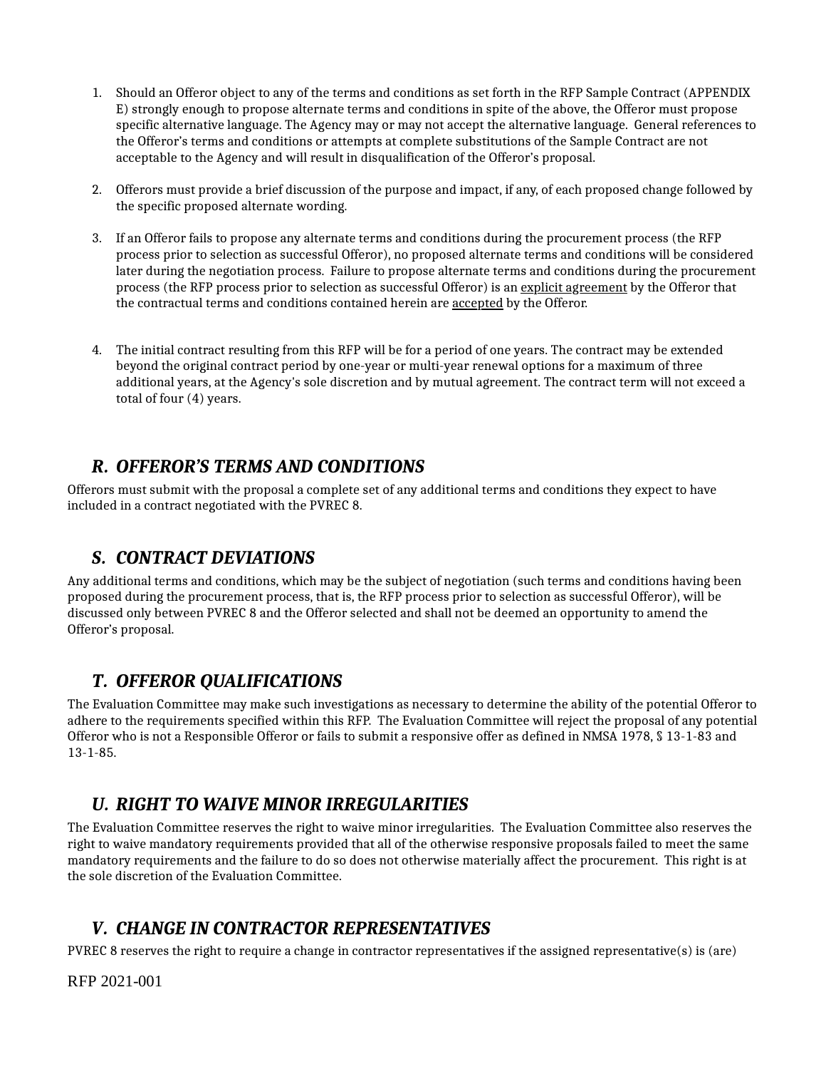1. Should an Offeror object to any of the terms and conditions as set forth in the RFP Sample Contract (APPENDIX E) strongly enough to propose alternate terms and conditions in spite of the above, the Offeror must propose specific alternative language. The Agency may or may not accept the alternative language. General references to the Offeror's terms and conditions or attempts at complete substitutions of the Sample Contract are not acceptable to the Agency and will result in disqualification of the Offeror's proposal.

2. Offerors must provide a brief discussion of the purpose and impact, if any, of each proposed change followed by the specific proposed alternate wording.

3. If an Offeror fails to propose any alternate terms and conditions during the procurement process (the RFP process prior to selection as successful Offeror), no proposed alternate terms and conditions will be considered later during the negotiation process. Failure to propose alternate terms and conditions during the procurement process (the RFP process prior to selection as successful Offeror) is an <u>explicit agreement</u> by the Offeror that the contractual terms and conditions contained herein are <u>accepted</u> by the Offeror.

4. The initial contract resulting from this RFP will be for a period of one years. The contract may be extended beyond the original contract period by one-year or multi-year renewal options for a maximum of three additional years, at the Agency's sole discretion and by mutual agreement. The contract term will not exceed a total of four (4) years.

## *R. OFFEROR'S TERMS AND CONDITIONS*

Offerors must submit with the proposal a complete set of any additional terms and conditions they expect to have included in a contract negotiated with the PVREC 8.

## *S. CONTRACT DEVIATIONS*

Any additional terms and conditions, which may be the subject of negotiation (such terms and conditions having been proposed during the procurement process, that is, the RFP process prior to selection as successful Offeror), will be discussed only between PVREC 8 and the Offeror selected and shall not be deemed an opportunity to amend the Offeror's proposal.

## *T. OFFEROR QUALIFICATIONS*

The Evaluation Committee may make such investigations as necessary to determine the ability of the potential Offeror to adhere to the requirements specified within this RFP. The Evaluation Committee will reject the proposal of any potential Offeror who is not a Responsible Offeror or fails to submit a responsive offer as defined in NMSA 1978, § 13-1-83 and 13-1-85.

## *U. RIGHT TO WAIVE MINOR IRREGULARITIES*

The Evaluation Committee reserves the right to waive minor irregularities. The Evaluation Committee also reserves the right to waive mandatory requirements provided that all of the otherwise responsive proposals failed to meet the same mandatory requirements and the failure to do so does not otherwise materially affect the procurement. This right is at the sole discretion of the Evaluation Committee.

## *V. CHANGE IN CONTRACTOR REPRESENTATIVES*

PVREC 8 reserves the right to require a change in contractor representatives if the assigned representative(s) is (are)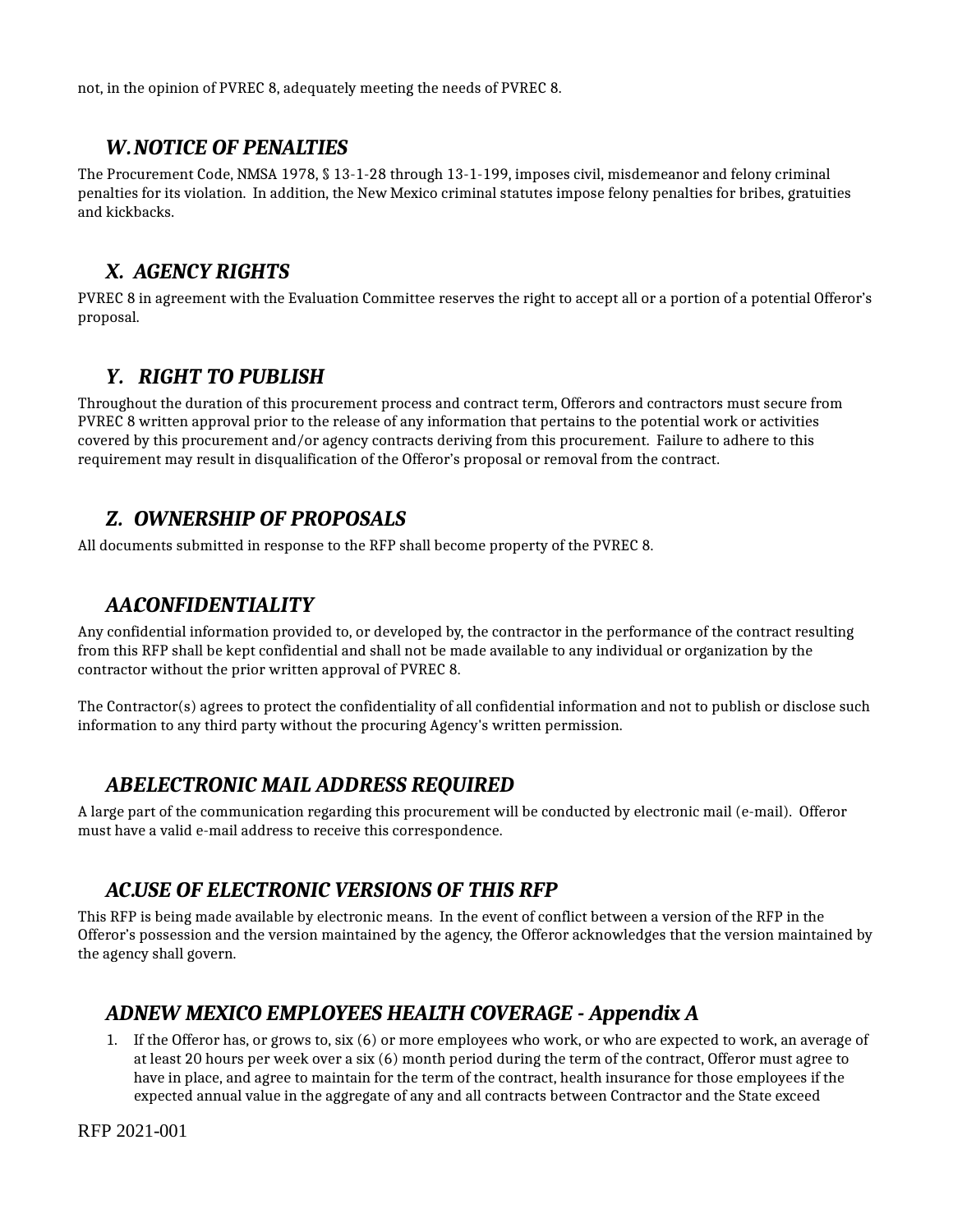not, in the opinion of PVREC 8, adequately meeting the needs of PVREC 8.

## *W. NOTICE OF PENALTIES*

The Procurement Code, NMSA 1978, § 13-1-28 through 13-1-199, imposes civil, misdemeanor and felony criminal penalties for its violation. In addition, the New Mexico criminal statutes impose felony penalties for bribes, gratuities and kickbacks.

## *X. AGENCY RIGHTS*

PVREC 8 in agreement with the Evaluation Committee reserves the right to accept all or a portion of a potential Offeror's proposal.

## *Y. RIGHT TO PUBLISH*

Throughout the duration of this procurement process and contract term, Offerors and contractors must secure from PVREC 8 written approval prior to the release of any information that pertains to the potential work or activities covered by this procurement and/or agency contracts deriving from this procurement. Failure to adhere to this requirement may result in disqualification of the Offeror's proposal or removal from the contract.

## *Z. OWNERSHIP OF PROPOSALS*

All documents submitted in response to the RFP shall become property of the PVREC 8.

## *AA. CONFIDENTIALITY*

Any confidential information provided to, or developed by, the contractor in the performance of the contract resulting from this RFP shall be kept confidential and shall not be made available to any individual or organization by the contractor without the prior written approval of PVREC 8.

The Contractor(s) agrees to protect the confidentiality of all confidential information and not to publish or disclose such information to any third party without the procuring Agency's written permission.

## *AB. ELECTRONIC MAIL ADDRESS REQUIRED*

A large part of the communication regarding this procurement will be conducted by electronic mail (e-mail). Offeror must have a valid e-mail address to receive this correspondence.

## *AC. USE OF ELECTRONIC VERSIONS OF THIS RFP*

This RFP is being made available by electronic means. In the event of conflict between a version of the RFP in the Offeror's possession and the version maintained by the agency, the Offeror acknowledges that the version maintained by the agency shall govern.

## *AD. NEW MEXICO EMPLOYEES HEALTH COVERAGE - Appendix A*

1. If the Offeror has, or grows to, six (6) or more employees who work, or who are expected to work, an average of at least 20 hours per week over a six (6) month period during the term of the contract, Offeror must agree to have in place, and agree to maintain for the term of the contract, health insurance for those employees if the expected annual value in the aggregate of any and all contracts between Contractor and the State exceed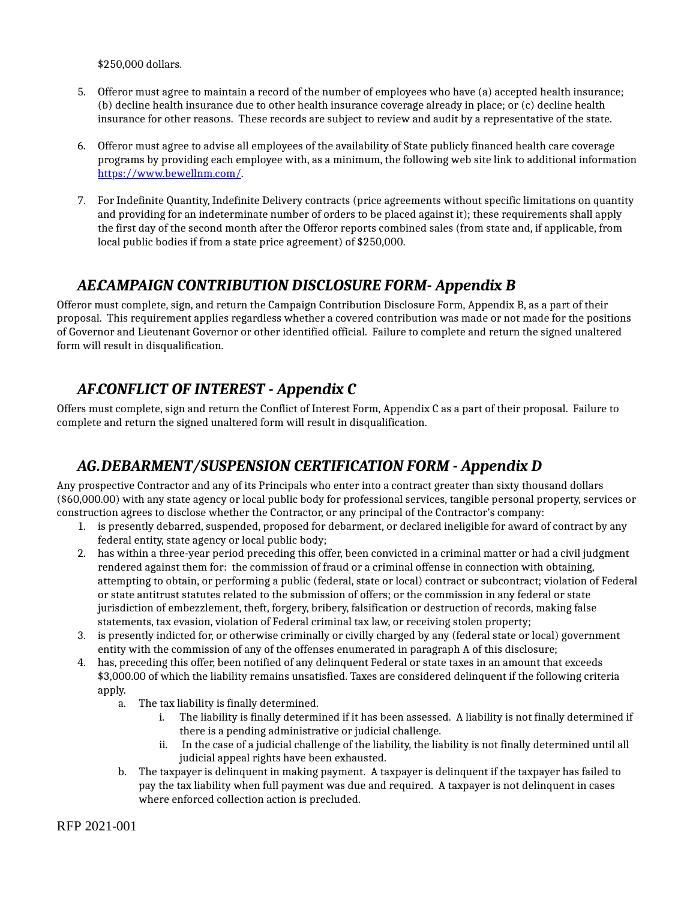$250,000 dollars.

5. Offeror must agree to maintain a record of the number of employees who have (a) accepted health insurance; (b) decline health insurance due to other health insurance coverage already in place; or (c) decline health insurance for other reasons. These records are subject to review and audit by a representative of the state.

6. Offeror must agree to advise all employees of the availability of State publicly financed health care coverage programs by providing each employee with, as a minimum, the following web site link to additional information https://www.bewellnm.com/.

7. For Indefinite Quantity, Indefinite Delivery contracts (price agreements without specific limitations on quantity and providing for an indeterminate number of orders to be placed against it); these requirements shall apply the first day of the second month after the Offeror reports combined sales (from state and, if applicable, from local public bodies if from a state price agreement) of $250,000.

## *AE.CAMPAIGN CONTRIBUTION DISCLOSURE FORM- Appendix B*

Offeror must complete, sign, and return the Campaign Contribution Disclosure Form, Appendix B, as a part of their proposal. This requirement applies regardless whether a covered contribution was made or not made for the positions of Governor and Lieutenant Governor or other identified official. Failure to complete and return the signed unaltered form will result in disqualification.

## *AF.CONFLICT OF INTEREST - Appendix C*

Offers must complete, sign and return the Conflict of Interest Form, Appendix C as a part of their proposal. Failure to complete and return the signed unaltered form will result in disqualification.

## *AG.DEBARMENT/SUSPENSION CERTIFICATION FORM - Appendix D*

Any prospective Contractor and any of its Principals who enter into a contract greater than sixty thousand dollars ($60,000.00) with any state agency or local public body for professional services, tangible personal property, services or construction agrees to disclose whether the Contractor, or any principal of the Contractor's company:

1. is presently debarred, suspended, proposed for debarment, or declared ineligible for award of contract by any federal entity, state agency or local public body;
2. has within a three-year period preceding this offer, been convicted in a criminal matter or had a civil judgment rendered against them for: the commission of fraud or a criminal offense in connection with obtaining, attempting to obtain, or performing a public (federal, state or local) contract or subcontract; violation of Federal or state antitrust statutes related to the submission of offers; or the commission in any federal or state jurisdiction of embezzlement, theft, forgery, bribery, falsification or destruction of records, making false statements, tax evasion, violation of Federal criminal tax law, or receiving stolen property;
3. is presently indicted for, or otherwise criminally or civilly charged by any (federal state or local) government entity with the commission of any of the offenses enumerated in paragraph A of this disclosure;
4. has, preceding this offer, been notified of any delinquent Federal or state taxes in an amount that exceeds $3,000.00 of which the liability remains unsatisfied. Taxes are considered delinquent if the following criteria apply.
   a. The tax liability is finally determined.
      i. The liability is finally determined if it has been assessed. A liability is not finally determined if there is a pending administrative or judicial challenge.
      ii. In the case of a judicial challenge of the liability, the liability is not finally determined until all judicial appeal rights have been exhausted.
   b. The taxpayer is delinquent in making payment. A taxpayer is delinquent if the taxpayer has failed to pay the tax liability when full payment was due and required. A taxpayer is not delinquent in cases where enforced collection action is precluded.

RFP 2021-001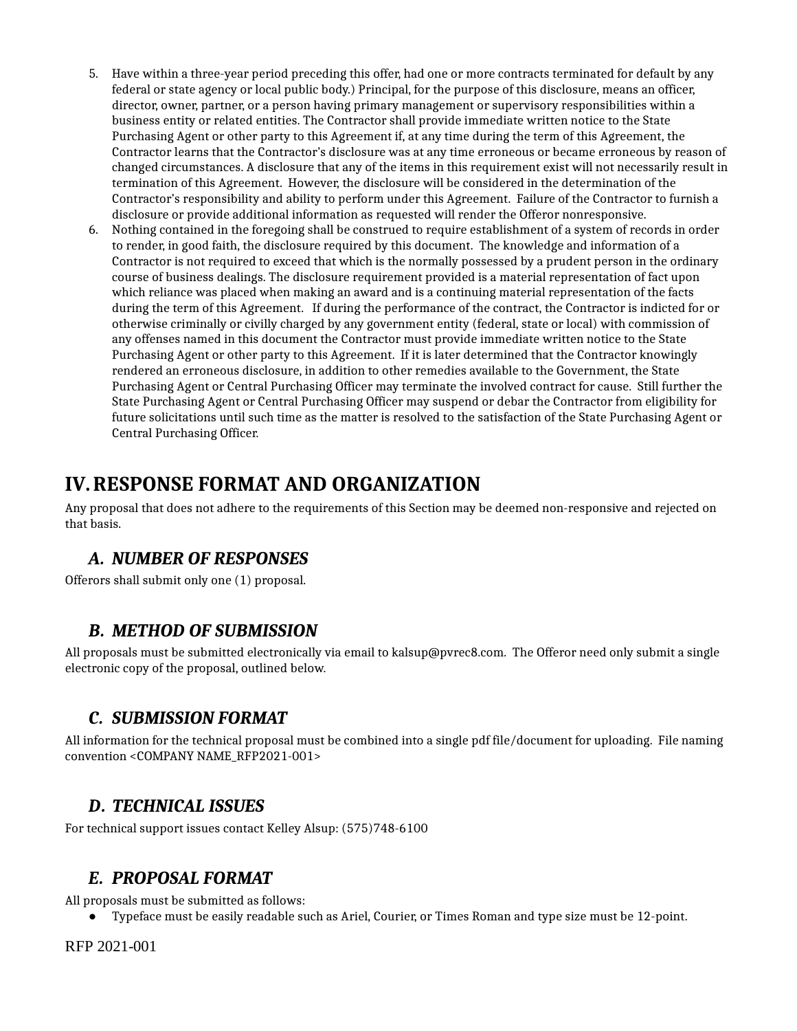5. Have within a three-year period preceding this offer, had one or more contracts terminated for default by any federal or state agency or local public body.) Principal, for the purpose of this disclosure, means an officer, director, owner, partner, or a person having primary management or supervisory responsibilities within a business entity or related entities. The Contractor shall provide immediate written notice to the State Purchasing Agent or other party to this Agreement if, at any time during the term of this Agreement, the Contractor learns that the Contractor's disclosure was at any time erroneous or became erroneous by reason of changed circumstances. A disclosure that any of the items in this requirement exist will not necessarily result in termination of this Agreement. However, the disclosure will be considered in the determination of the Contractor's responsibility and ability to perform under this Agreement. Failure of the Contractor to furnish a disclosure or provide additional information as requested will render the Offeror nonresponsive.
6. Nothing contained in the foregoing shall be construed to require establishment of a system of records in order to render, in good faith, the disclosure required by this document. The knowledge and information of a Contractor is not required to exceed that which is the normally possessed by a prudent person in the ordinary course of business dealings. The disclosure requirement provided is a material representation of fact upon which reliance was placed when making an award and is a continuing material representation of the facts during the term of this Agreement. If during the performance of the contract, the Contractor is indicted for or otherwise criminally or civilly charged by any government entity (federal, state or local) with commission of any offenses named in this document the Contractor must provide immediate written notice to the State Purchasing Agent or other party to this Agreement. If it is later determined that the Contractor knowingly rendered an erroneous disclosure, in addition to other remedies available to the Government, the State Purchasing Agent or Central Purchasing Officer may terminate the involved contract for cause. Still further the State Purchasing Agent or Central Purchasing Officer may suspend or debar the Contractor from eligibility for future solicitations until such time as the matter is resolved to the satisfaction of the State Purchasing Agent or Central Purchasing Officer.

# IV. RESPONSE FORMAT AND ORGANIZATION

Any proposal that does not adhere to the requirements of this Section may be deemed non-responsive and rejected on that basis.

## *A. NUMBER OF RESPONSES*

Offerors shall submit only one (1) proposal.

## *B. METHOD OF SUBMISSION*

All proposals must be submitted electronically via email to kalsup@pvrec8.com. The Offeror need only submit a single electronic copy of the proposal, outlined below.

## *C. SUBMISSION FORMAT*

All information for the technical proposal must be combined into a single pdf file/document for uploading. File naming convention <COMPANY NAME_RFP2021-001>

## *D. TECHNICAL ISSUES*

For technical support issues contact Kelley Alsup: (575)748-6100

## *E. PROPOSAL FORMAT*

All proposals must be submitted as follows:

- Typeface must be easily readable such as Ariel, Courier, or Times Roman and type size must be 12-point.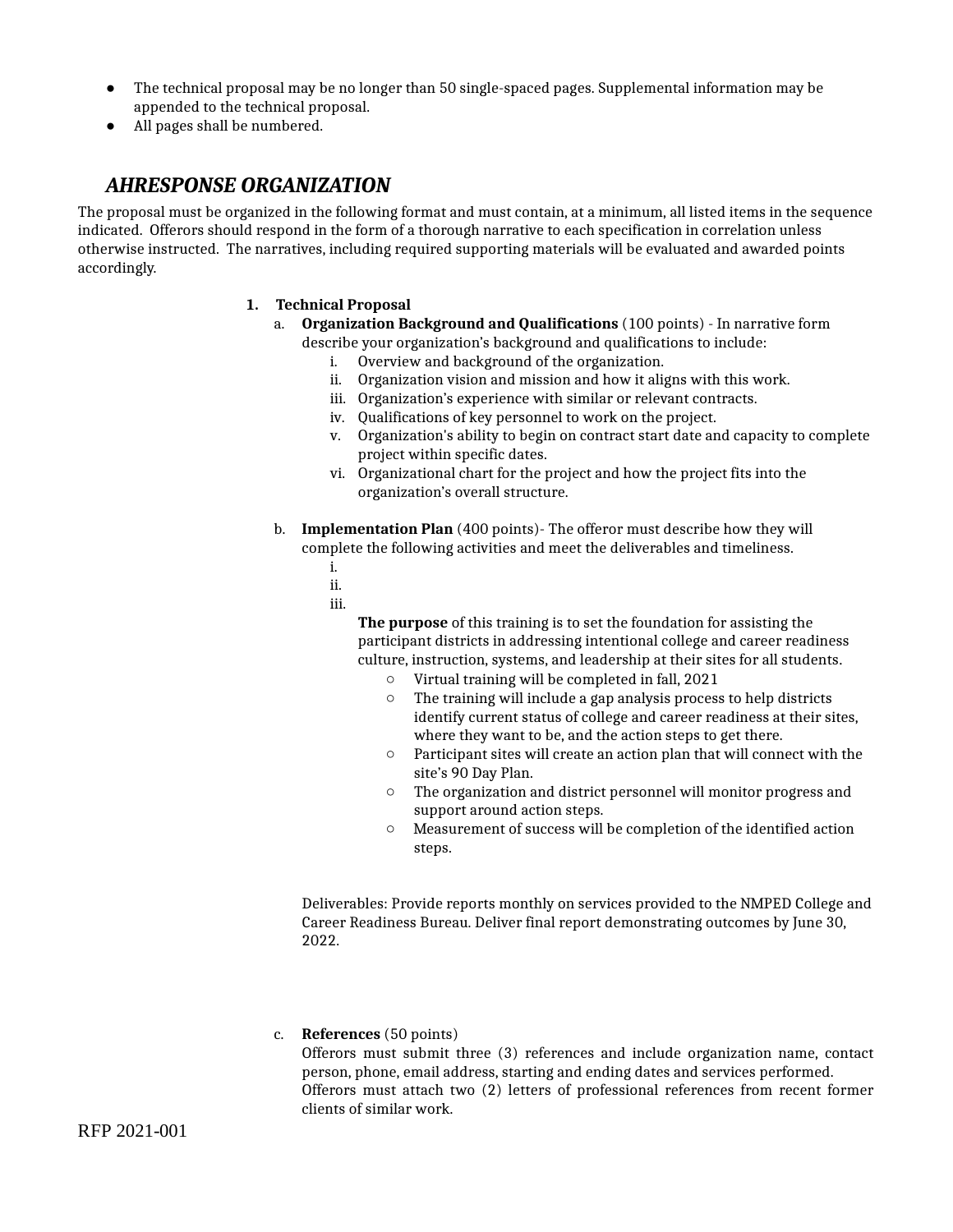- The technical proposal may be no longer than 50 single-spaced pages. Supplemental information may be appended to the technical proposal.
- All pages shall be numbered.

## *AHRESPONSE ORGANIZATION*

The proposal must be organized in the following format and must contain, at a minimum, all listed items in the sequence indicated. Offerors should respond in the form of a thorough narrative to each specification in correlation unless otherwise instructed. The narratives, including required supporting materials will be evaluated and awarded points accordingly.

1. **Technical Proposal**
   a. **Organization Background and Qualifications** (100 points) - In narrative form describe your organization's background and qualifications to include:
      i. Overview and background of the organization.
      ii. Organization vision and mission and how it aligns with this work.
      iii. Organization's experience with similar or relevant contracts.
      iv. Qualifications of key personnel to work on the project.
      v. Organization's ability to begin on contract start date and capacity to complete project within specific dates.
      vi. Organizational chart for the project and how the project fits into the organization's overall structure.

   b. **Implementation Plan** (400 points)- The offeror must describe how they will complete the following activities and meet the deliverables and timeliness.
      i.
      ii.
      iii.

      **The purpose** of this training is to set the foundation for assisting the participant districts in addressing intentional college and career readiness culture, instruction, systems, and leadership at their sites for all students.
      - Virtual training will be completed in fall, 2021
      - The training will include a gap analysis process to help districts identify current status of college and career readiness at their sites, where they want to be, and the action steps to get there.
      - Participant sites will create an action plan that will connect with the site's 90 Day Plan.
      - The organization and district personnel will monitor progress and support around action steps.
      - Measurement of success will be completion of the identified action steps.

   Deliverables: Provide reports monthly on services provided to the NMPED College and Career Readiness Bureau. Deliver final report demonstrating outcomes by June 30, 2022.

   c. **References** (50 points)
   Offerors must submit three (3) references and include organization name, contact person, phone, email address, starting and ending dates and services performed.
   Offerors must attach two (2) letters of professional references from recent former clients of similar work.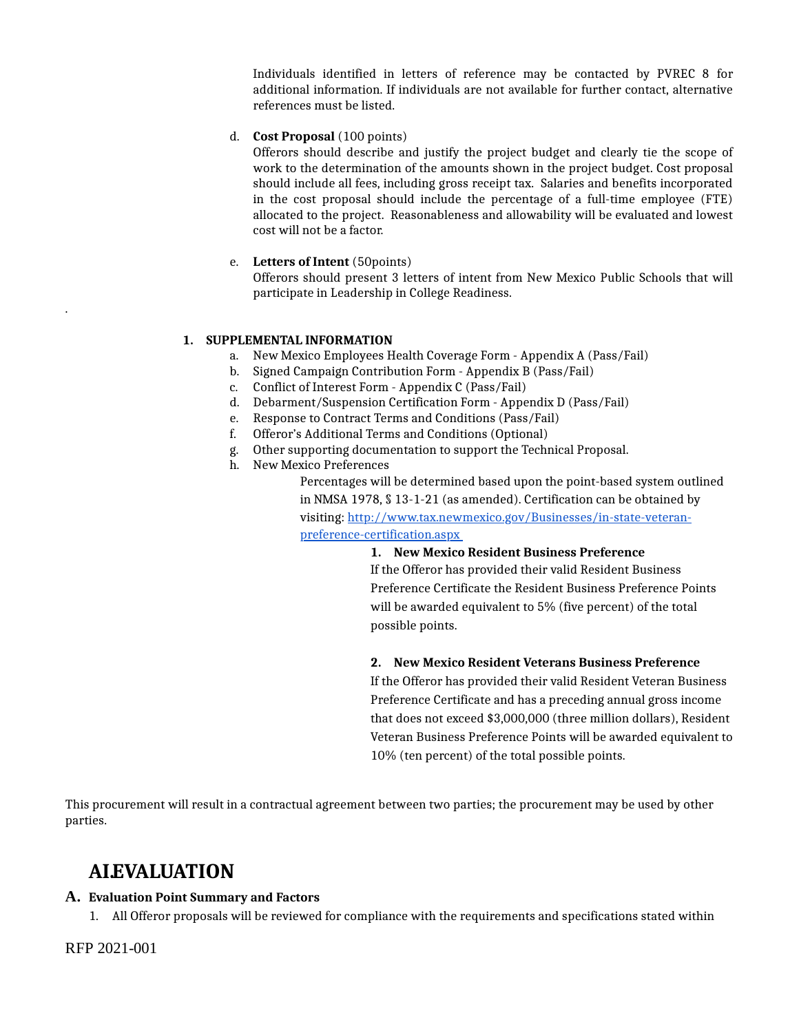Individuals identified in letters of reference may be contacted by PVREC 8 for additional information. If individuals are not available for further contact, alternative references must be listed.

d. **Cost Proposal** (100 points)
Offerors should describe and justify the project budget and clearly tie the scope of work to the determination of the amounts shown in the project budget. Cost proposal should include all fees, including gross receipt tax. Salaries and benefits incorporated in the cost proposal should include the percentage of a full-time employee (FTE) allocated to the project. Reasonableness and allowability will be evaluated and lowest cost will not be a factor.

e. **Letters of Intent** (50points)
Offerors should present 3 letters of intent from New Mexico Public Schools that will participate in Leadership in College Readiness.

.

**1. SUPPLEMENTAL INFORMATION**

a. New Mexico Employees Health Coverage Form - Appendix A (Pass/Fail)
b. Signed Campaign Contribution Form - Appendix B (Pass/Fail)
c. Conflict of Interest Form - Appendix C (Pass/Fail)
d. Debarment/Suspension Certification Form - Appendix D (Pass/Fail)
e. Response to Contract Terms and Conditions (Pass/Fail)
f. Offeror's Additional Terms and Conditions (Optional)
g. Other supporting documentation to support the Technical Proposal.
h. New Mexico Preferences

Percentages will be determined based upon the point-based system outlined in NMSA 1978, § 13-1-21 (as amended). Certification can be obtained by visiting: [http://www.tax.newmexico.gov/Businesses/in-state-veteran-preference-certification.aspx](http://www.tax.newmexico.gov/Businesses/in-state-veteran-preference-certification.aspx)

**1. New Mexico Resident Business Preference**
If the Offeror has provided their valid Resident Business Preference Certificate the Resident Business Preference Points will be awarded equivalent to 5% (five percent) of the total possible points.

**2. New Mexico Resident Veterans Business Preference**
If the Offeror has provided their valid Resident Veteran Business Preference Certificate and has a preceding annual gross income that does not exceed $3,000,000 (three million dollars), Resident Veteran Business Preference Points will be awarded equivalent to 10% (ten percent) of the total possible points.

This procurement will result in a contractual agreement between two parties; the procurement may be used by other parties.

# AI.EVALUATION

## A. Evaluation Point Summary and Factors

1. All Offeror proposals will be reviewed for compliance with the requirements and specifications stated within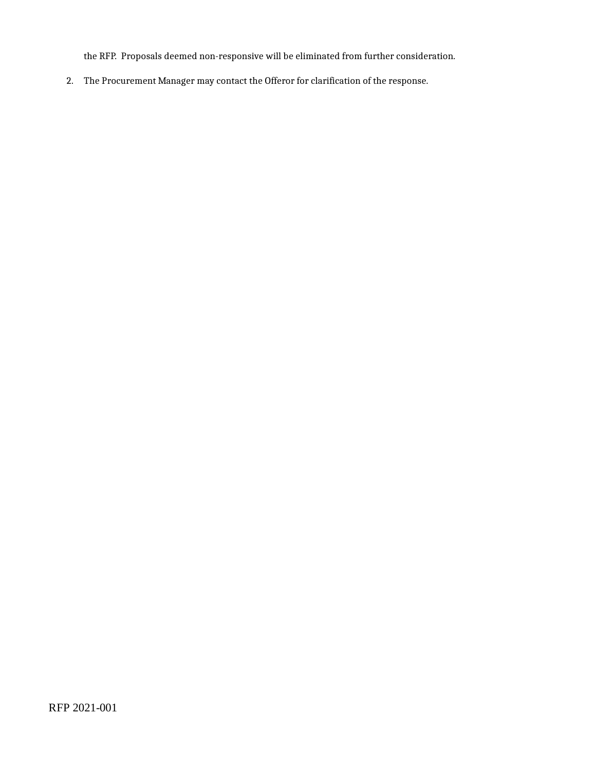the RFP. Proposals deemed non-responsive will be eliminated from further consideration.

2. The Procurement Manager may contact the Offeror for clarification of the response.